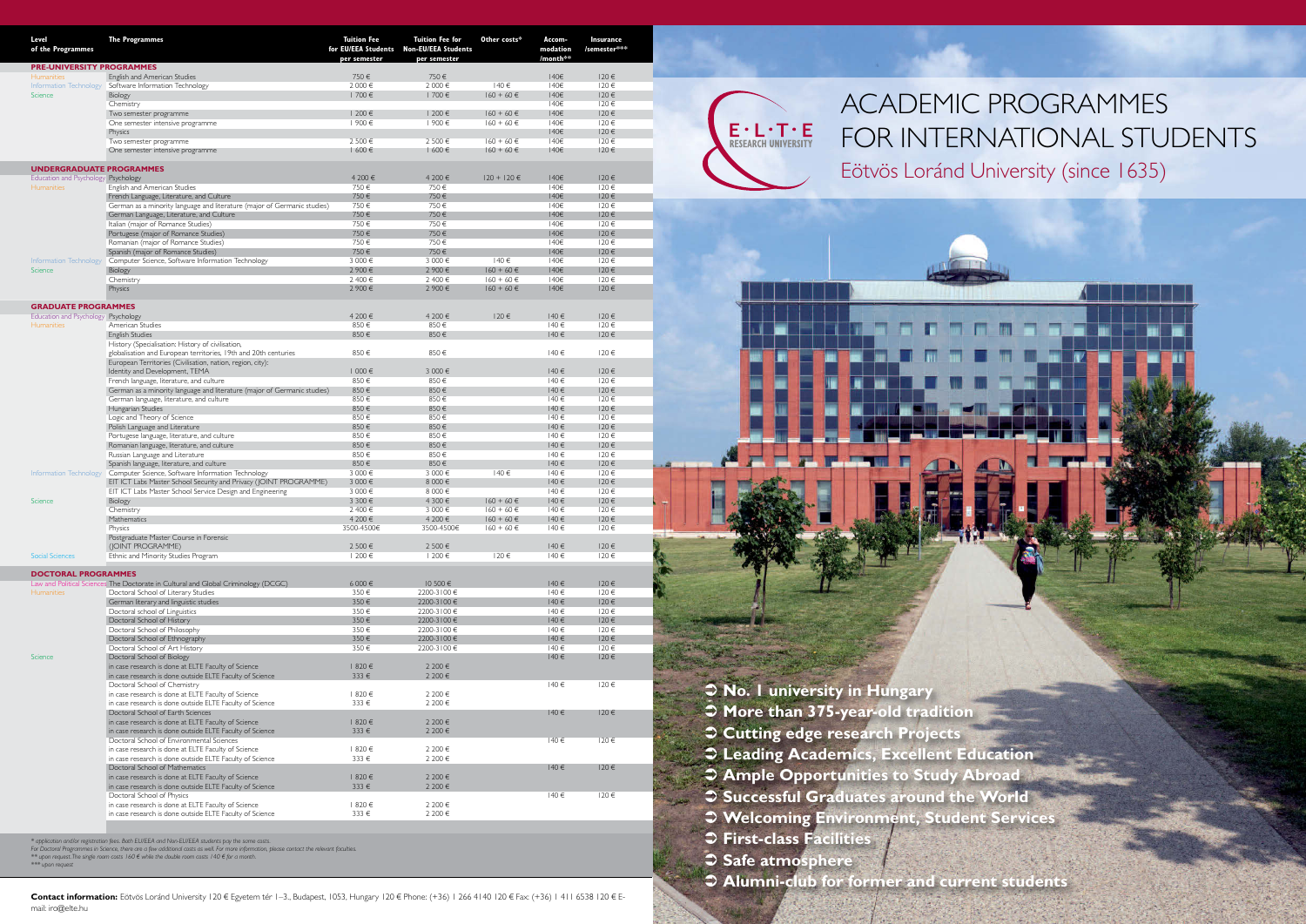# ACADEMIC PROGRAMMES FOR INTERNATIONAL STUDENTS

## Eötvös Loránd University (since 1635)

E·L·T·E RESEARCH UNIVERSITY

| Level of the Programmes | The Programmes | Tuition Fee for EU/EEA Students per semester | Tuition Fee for Non-EU/EEA Students per semester | Other costs* | Accommodation /month** | Insurance /semester*** |
|---|---|---|---|---|---|---|
| **PRE-UNIVERSITY PROGRAMMES** | | | | | | |
| Humanities | English and American Studies | 750 € | 750 € | | 140€ | 120 € |
| Information Technology | Software Information Technology | 2 000 € | 2 000 € | 140 € | 140€ | 120 € |
| Science | Biology | 1 700 € | 1 700 € | 160 + 60 € | 140€ | 120 € |
| | Chemistry | | | | 140€ | 120 € |
| | Two semester programme | 1 200 € | 1 200 € | 160 + 60 € | 140€ | 120 € |
| | One semester intensive programme | 1 900 € | 1 900 € | 160 + 60 € | 140€ | 120 € |
| | Physics | | | | 140€ | 120 € |
| | Two semester programme | 2 500 € | 2 500 € | 160 + 60 € | 140€ | 120 € |
| | One semester intensive programme | 1 600 € | 1 600 € | 160 + 60 € | 140€ | 120 € |
| **UNDERGRADUATE PROGRAMMES** | | | | | | |
| Education and Psychology | Psychology | 4 200 € | 4 200 € | 120 + 120 € | 140€ | 120 € |
| Humanities | English and American Studies | 750 € | 750 € | | 140€ | 120 € |
| | French Language, Literature, and Culture | 750 € | 750 € | | 140€ | 120 € |
| | German as a minority language and literature (major of Germanic studies) | 750 € | 750 € | | 140€ | 120 € |
| | German Language, Literature, and Culture | 750 € | 750 € | | 140€ | 120 € |
| | Italian (major of Romance Studies) | 750 € | 750 € | | 140€ | 120 € |
| | Portugese (major of Romance Studies) | 750 € | 750 € | | 140€ | 120 € |
| | Romanian (major of Romance Studies) | 750 € | 750 € | | 140€ | 120 € |
| | Spanish (major of Romance Studies) | 750 € | 750 € | | 140€ | 120 € |
| Information Technology | Computer Science, Software Information Technology | 3 000 € | 3 000 € | 140 € | 140€ | 120 € |
| Science | Biology | 2 900 € | 2 900 € | 160 + 60 € | 140€ | 120 € |
| | Chemistry | 2 400 € | 2 400 € | 160 + 60 € | 140€ | 120 € |
| | Physics | 2 900 € | 2 900 € | 160 + 60 € | 140€ | 120 € |
| **GRADUATE PROGRAMMES** | | | | | | |
| Education and Psychology | Psychology | 4 200 € | 4 200 € | 120 € | 140 € | 120 € |
| Humanities | American Studies | 850 € | 850 € | | 140 € | 120 € |
| | English Studies | 850 € | 850 € | | 140 € | 120 € |
| | History (Specialisation: History of civilisation, globalisation and European territories, 19th and 20th centuries | 850 € | 850 € | | 140 € | 120 € |
| | European Territories (Civilisation, nation, region, city): Identity and Development, TEMA | 1 000 € | 3 000 € | | 140 € | 120 € |
| | French language, literature, and culture | 850 € | 850 € | | 140 € | 120 € |
| | German as a minority language and literature (major of Germanic studies) | 850 € | 850 € | | 140 € | 120 € |
| | German language, literature, and culture | 850 € | 850 € | | 140 € | 120 € |
| | Hungarian Studies | 850 € | 850 € | | 140 € | 120 € |
| | Logic and Theory of Science | 850 € | 850 € | | 140 € | 120 € |
| | Polish Language and Literature | 850 € | 850 € | | 140 € | 120 € |
| | Portugese language, literature, and culture | 850 € | 850 € | | 140 € | 120 € |
| | Romanian language, literature, and culture | 850 € | 850 € | | 140 € | 120 € |
| | Russian Language and Literature | 850 € | 850 € | | 140 € | 120 € |
| | Spanish language, literature, and culture | 850 € | 850 € | | 140 € | 120 € |
| Information Technology | Computer Science, Software Information Technology | 3 000 € | 3 000 € | 140 € | 140 € | 120 € |
| | EIT ICT Labs Master School Security and Privacy (JOINT PROGRAMME) | 3 000 € | 8 000 € | | 140 € | 120 € |
| | EIT ICT Labs Master School Service Design and Engineering | 3 000 € | 8 000 € | | 140 € | 120 € |
| Science | Biology | 3 300 € | 4 300 € | 160 + 60 € | 140 € | 120 € |
| | Chemistry | 2 400 € | 3 000 € | 160 + 60 € | 140 € | 120 € |
| | Mathematics | 4 200 € | 4 200 € | 160 + 60 € | 140 € | 120 € |
| | Physics | 3500-4500€ | 3500-4500€ | 160 + 60 € | 140 € | 120 € |
| | Postgraduate Master Course in Forensic (JOINT PROGRAMME) | 2 500 € | 2 500 € | | 140 € | 120 € |
| Social Sciences | Ethnic and Minority Studies Program | 1 200 € | 1 200 € | 120 € | 140 € | 120 € |
| **DOCTORAL PROGRAMMES** | | | | | | |
| Law and Political Sciences | The Doctorate in Cultural and Global Criminology (DCGC) | 6 000 € | 10 500 € | | 140 € | 120 € |
| Humanities | Doctoral School of Literary Studies | 350 € | 2200-3100 € | | 140 € | 120 € |
| | German literary and linguistic studies | 350 € | 2200-3100 € | | 140 € | 120 € |
| | Doctoral school of Linguistics | 350 € | 2200-3100 € | | 140 € | 120 € |
| | Doctoral School of History | 350 € | 2200-3100 € | | 140 € | 120 € |
| | Doctoral School of Philosophy | 350 € | 2200-3100 € | | 140 € | 120 € |
| | Doctoral School of Ethnography | 350 € | 2200-3100 € | | 140 € | 120 € |
| | Doctoral School of Art History | 350 € | 2200-3100 € | | 140 € | 120 € |
| Science | Doctoral School of Biology | | | | 140 € | 120 € |
| | in case research is done at ELTE Faculty of Science | 1 820 € | 2 200 € | | | |
| | in case research is done outside ELTE Faculty of Science | 333 € | 2 200 € | | | |
| | Doctoral School of Chemistry | | | | 140 € | 120 € |
| | in case research is done at ELTE Faculty of Science | 1 820 € | 2 200 € | | | |
| | in case research is done outside ELTE Faculty of Science | 333 € | 2 200 € | | | |
| | Doctoral School of Earth Sciences | | | | 140 € | 120 € |
| | in case research is done at ELTE Faculty of Science | 1 820 € | 2 200 € | | | |
| | in case research is done outside ELTE Faculty of Science | 333 € | 2 200 € | | | |
| | Doctoral School of Environmental Sciences | | | | 140 € | 120 € |
| | in case research is done at ELTE Faculty of Science | 1 820 € | 2 200 € | | | |
| | in case research is done outside ELTE Faculty of Science | 333 € | 2 200 € | | | |
| | Doctoral School of Mathematics | | | | 140 € | 120 € |
| | in case research is done at ELTE Faculty of Science | 1 820 € | 2 200 € | | | |
| | in case research is done outside ELTE Faculty of Science | 333 € | 2 200 € | | | |
| | Doctoral School of Physics | | | | 140 € | 120 € |
| | in case research is done at ELTE Faculty of Science | 1 820 € | 2 200 € | | | |
| | in case research is done outside ELTE Faculty of Science | 333 € | 2 200 € | | | |

*\* application and/or registration fees. Both EU/EEA and Non-EU/EEA students pay the same costs.*
*For Doctoral Programmes in Science, there are a few additional costs as well. For more information, please contact the relevant faculties.*
*\*\* upon request. The single room costs 160 € while the double room costs 140 € for a month.*
*\*\*\* upon request*

**Contact information:** Eötvös Loránd University 120 € Egyetem tér 1–3., Budapest, 1053, Hungary 120 € Phone: (+36) 1 266 4140 120 € Fax: (+36) 1 411 6538 120 € E-mail: iro@elte.hu

- **No. 1 university in Hungary**
- **More than 375-year-old tradition**
- **Cutting edge research Projects**
- **Leading Academics, Excellent Education**
- **Ample Opportunities to Study Abroad**
- **Successful Graduates around the World**
- **Welcoming Environment, Student Services**
- **First-class Facilities**
- **Safe atmosphere**
- **Alumni-club for former and current students**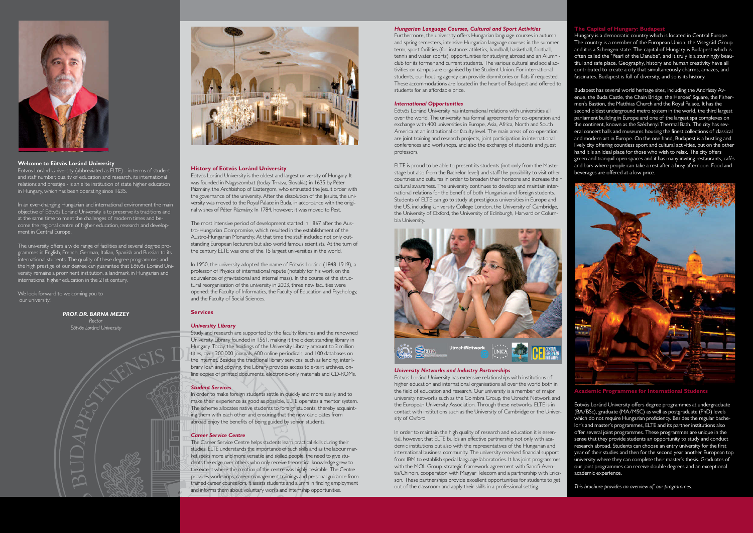### Welcome to Eötvös Loránd University

Eötvös Loránd University (abbreviated as ELTE) - in terms of student and staff number, quality of education and research, its international relations and prestige - is an elite institution of state higher education in Hungary, which has been operating since 1635.

In an ever-changing Hungarian and international environment the main objective of Eötvös Loránd University is to preserve its traditions and at the same time to meet the challenges of modern times and become the regional centre of higher education, research and development in Central Europe.

The university offers a wide range of facilities and several degree programmes in English, French, German, Italian, Spanish and Russian to its international students. The quality of these degree programmes and the high prestige of our degree can guarantee that Eötvös Loránd University remains a prominent institution, a landmark in Hungarian and international higher education in the 21st century.

We look forward to welcoming you to our university!

***PROF. DR. BARNA MEZEY***
*Rector*
*Eötvös Loránd University*

### History of Eötvös Loránd University

Eötvös Loránd University is the oldest and largest university of Hungary. It was founded in Nagyszombat (today Trnava, Slovakia) in 1635 by Péter Pázmány, the Archbishop of Esztergom, who entrusted the Jesuit order with the governance of the university. After the dissolution of the Jesuits, the university was moved to the Royal Palace in Buda, in accordance with the original wishes of Péter Pázmány. In 1784, however, it was moved to Pest.

The most intensive period of development started in 1867 after the Austro-Hungarian Compromise, which resulted in the establishment of the Austro-Hungarian Monarchy. At that time the staff included not only outstanding European lecturers but also world famous scientists. At the turn of the century ELTE was one of the 15 largest universities in the world.

In 1950, the university adopted the name of Eötvös Loránd (1848-1919), a professor of Physics of international repute (notably for his work on the equivalence of gravitational and internal mass). In the course of the structural reorganisation of the university in 2003, three new faculties were opened: the Faculty of Informatics, the Faculty of Education and Psychology, and the Faculty of Social Sciences.

### Services

#### *University Library*

Study and research are supported by the faculty libraries and the renowned University Library founded in 1561, making it the oldest standing library in Hungary. Today, the holdings of the University Library amount to 2 million titles, over 200,000 journals, 600 online periodicals, and 100 databases on the internet. Besides the traditional library services, such as lending, interlibrary loan and copying, the Library provides access to e-text archives, online copies of printed documents, electronic-only materials and CD-ROMs.

#### *Student Services*

In order to make foreign students settle in quickly and more easily, and to make their experience as good as possible, ELTE operates a mentor system. The scheme allocates native students to foreign students, thereby acquainting them with each other and ensuring that the new candidates from abroad enjoy the benefits of being guided by senior students.

#### *Career Service Centre*

The Career Service Centre helps students learn practical skills during their studies. ELTE understands the importance of such skills and as the labour market seeks more and more versatile and skilled people, the need to give students the edge over others who only receive theoretical knowledge grew to the extent where the creation of the centre was highly desirable. The Centre provides workshops, career management trainings and personal guidance from trained career counsellors. It assists students and alumni in finding employment and informs them about voluntary works and internship opportunities.

#### *Hungarian Language Courses, Cultural and Sport Activities*

Furthermore, the university offers Hungarian language courses in autumn and spring semesters, intensive Hungarian language courses in the summer term, sport facilities (for instance: athletics, handball, basketball, football, tennis and water sports), opportunities for studying abroad and an Alumni-club for its former and current students. The various cultural and social activities on campus are organised by the Student Union. For international students, our housing agency can provide dormitories or flats if requested. These accommodations are located in the heart of Budapest and offered to students for an affordable price.

#### *International Opportunities*

Eötvös Loránd University has international relations with universities all over the world. The university has formal agreements for co-operation and exchange with 400 universities in Europe, Asia, Africa, North and South America at an institutional or faculty level. The main areas of co-operation are joint training and research projects, joint participation in international conferences and workshops, and also the exchange of students and guest professors.

ELTE is proud to be able to present its students (not only from the Master stage but also from the Bachelor level) and staff the possibility to visit other countries and cultures in order to broaden their horizons and increase their cultural awareness. The university continues to develop and maintain international relations for the benefit of both Hungarian and foreign students. Students of ELTE can go to study at prestigious universities in Europe and the US, including University College London, the University of Cambridge, the University of Oxford, the University of Edinburgh, Harvard or Columbia University.

#### *University Networks and Industry Partnerships*

Eötvös Loránd University has extensive relationships with institutions of higher education and international organisations all over the world both in the field of education and research. Our university is a member of major university networks such as the Coimbra Group, the Utrecht Network and the European University Association. Through these networks, ELTE is in contact with institutions such as the University of Cambridge or the University of Oxford.

In order to maintain the high quality of research and education it is essential, however, that ELTE builds an effective partnership not only with academic institutions but also with the representatives of the Hungarian and international business community. The university received financial support from IBM to establish special language laboratories. It has joint programmes with the MOL Group, strategic framework agreement with Sanofi-Aventis/Chinoin, cooperation with Magyar Telecom and a partnership with Ericsson. These partnerships provide excellent opportunities for students to get out of the classroom and apply their skills in a professional setting.

### The Capital of Hungary: Budapest

Hungary is a democratic country which is located in Central Europe. The country is a member of the European Union, the Visegrád Group and it is a Schengen state. The capital of Hungary is Budapest which is often called the "Pearl of the Danube", and it truly is a stunningly beautiful and safe place. Geography, history and human creativity have all contributed to create a city that simultaneously charms, amazes, and fascinates. Budapest is full of diversity, and so is its history.

Budapest has several world heritage sites, including the Andrássy Avenue, the Buda Castle, the Chain Bridge, the Heroes' Square, the Fishermen's Bastion, the Matthias Church and the Royal Palace. It has the second oldest underground metro system in the world, the third largest parliament building in Europe and one of the largest spa complexes on the continent, known as the Széchenyi Thermal Bath. The city has several concert halls and museums housing the finest collections of classical and modern art in Europe. On the one hand, Budapest is a bustling and lively city offering countless sport and cultural activities, but on the other hand it is an ideal place for those who wish to relax. The city offers green and tranquil open spaces and it has many inviting restaurants, cafés and bars where people can take a rest after a busy afternoon. Food and beverages are offered at a low price.

### Academic Programmes for International Students

Eötvös Loránd University offers degree programmes at undergraduate (BA/BSc), graduate (MA/MSC) as well as postgraduate (PhD) levels which do not require Hungarian proficiency. Besides the regular bachelor's and master's programmes, ELTE and its partner institutions also offer several joint programmes. These programmes are unique in the sense that they provide students an opportunity to study and conduct research abroad. Students can choose an entry university for the first year of their studies and then for the second year another European top university where they can complete their master's thesis. Graduates of our joint programmes can receive double degrees and an exceptional academic experience.

*This brochure provides an overview of our programmes.*